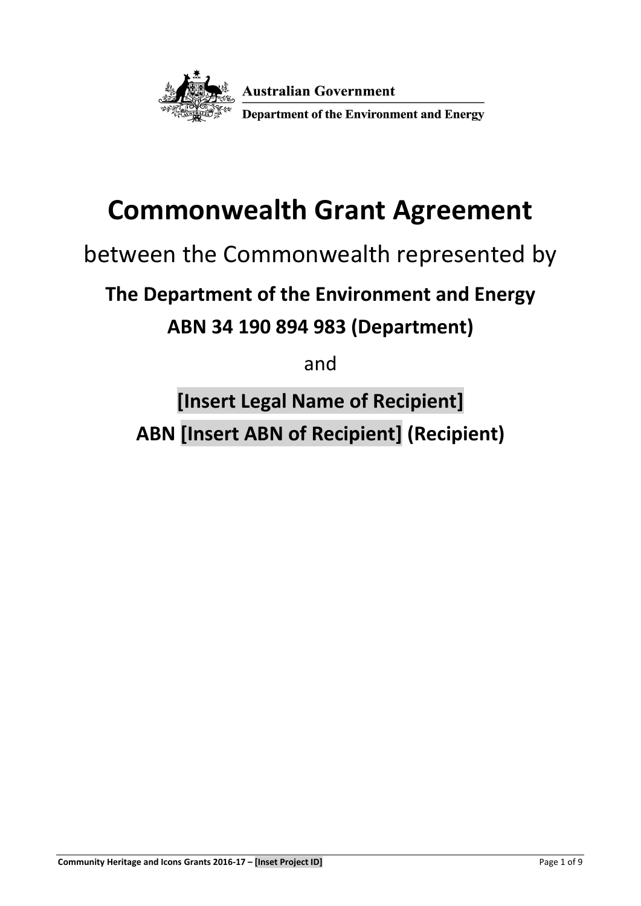Australian Government

Department of the Environment and Energy

# Commonwealth Grant Agreement

between the Commonwealth represented by

**The Department of the Environment and Energy**

**ABN 34 190 894 983 (Department)**

and

**[Insert Legal Name of Recipient]**

**ABN [Insert ABN of Recipient] (Recipient)**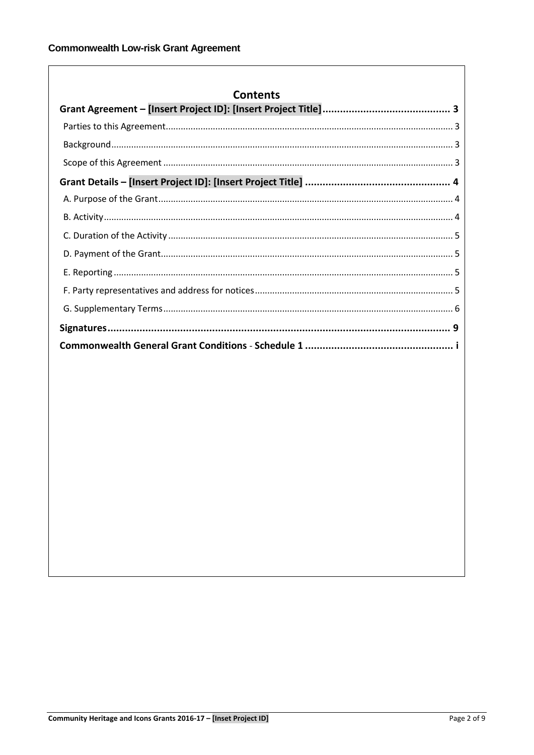## Contents

**Grant Agreement – [Insert Project ID]: [Insert Project Title] ........................................... 3**

Parties to this Agreement ........................................................................................................... 3

Background ................................................................................................................................. 3

Scope of this Agreement ............................................................................................................. 3

**Grant Details – [Insert Project ID]: [Insert Project Title] ................................................. 4**

A. Purpose of the Grant ............................................................................................................... 4

B. Activity .................................................................................................................................... 4

C. Duration of the Activity ........................................................................................................... 5

D. Payment of the Grant .............................................................................................................. 5

E. Reporting ................................................................................................................................ 5

F. Party representatives and address for notices ......................................................................... 5

G. Supplementary Terms ............................................................................................................. 6

**Signatures ...................................................................................................................... 9**

**Commonwealth General Grant Conditions - Schedule 1 .................................................. i**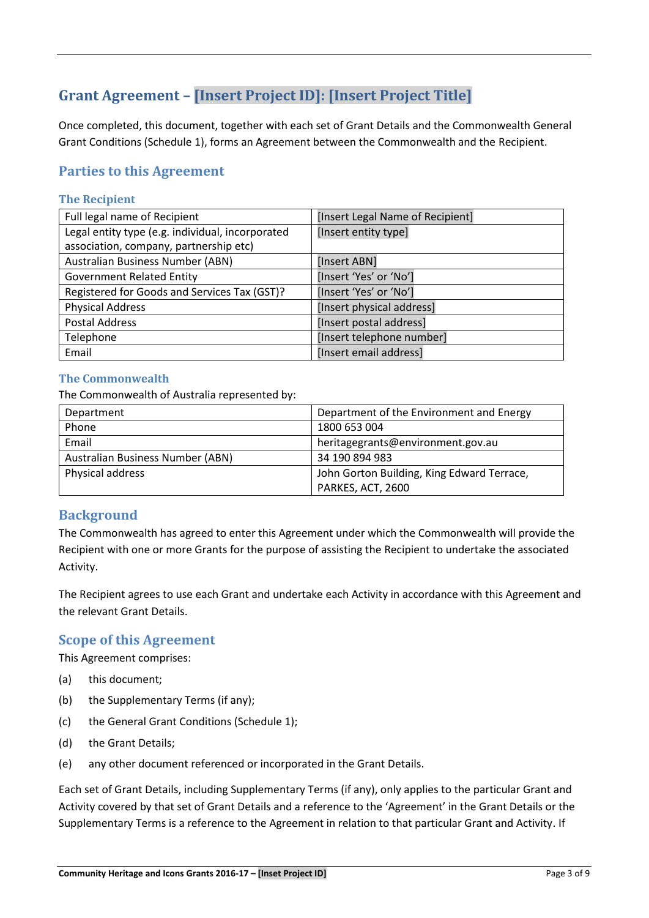# Grant Agreement – [Insert Project ID]: [Insert Project Title]

Once completed, this document, together with each set of Grant Details and the Commonwealth General Grant Conditions (Schedule 1), forms an Agreement between the Commonwealth and the Recipient.

## Parties to this Agreement

### The Recipient

| | |
|---|---|
| Full legal name of Recipient | [Insert Legal Name of Recipient] |
| Legal entity type (e.g. individual, incorporated association, company, partnership etc) | [Insert entity type] |
| Australian Business Number (ABN) | [Insert ABN] |
| Government Related Entity | [Insert 'Yes' or 'No'] |
| Registered for Goods and Services Tax (GST)? | [Insert 'Yes' or 'No'] |
| Physical Address | [Insert physical address] |
| Postal Address | [Insert postal address] |
| Telephone | [Insert telephone number] |
| Email | [Insert email address] |

### The Commonwealth

The Commonwealth of Australia represented by:

| | |
|---|---|
| Department | Department of the Environment and Energy |
| Phone | 1800 653 004 |
| Email | heritagegrants@environment.gov.au |
| Australian Business Number (ABN) | 34 190 894 983 |
| Physical address | John Gorton Building, King Edward Terrace, PARKES, ACT, 2600 |

## Background

The Commonwealth has agreed to enter this Agreement under which the Commonwealth will provide the Recipient with one or more Grants for the purpose of assisting the Recipient to undertake the associated Activity.

The Recipient agrees to use each Grant and undertake each Activity in accordance with this Agreement and the relevant Grant Details.

## Scope of this Agreement

This Agreement comprises:

(a) this document;

(b) the Supplementary Terms (if any);

(c) the General Grant Conditions (Schedule 1);

(d) the Grant Details;

(e) any other document referenced or incorporated in the Grant Details.

Each set of Grant Details, including Supplementary Terms (if any), only applies to the particular Grant and Activity covered by that set of Grant Details and a reference to the 'Agreement' in the Grant Details or the Supplementary Terms is a reference to the Agreement in relation to that particular Grant and Activity. If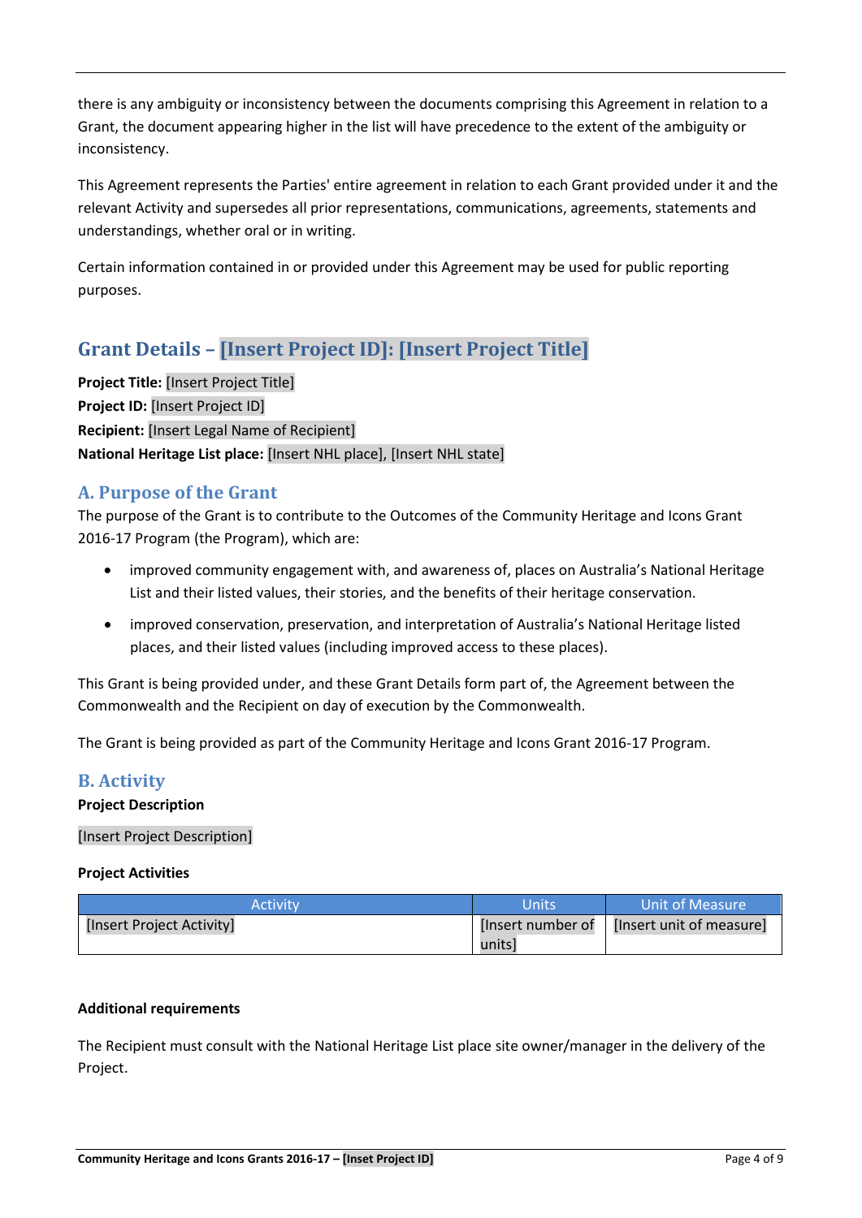there is any ambiguity or inconsistency between the documents comprising this Agreement in relation to a Grant, the document appearing higher in the list will have precedence to the extent of the ambiguity or inconsistency.

This Agreement represents the Parties' entire agreement in relation to each Grant provided under it and the relevant Activity and supersedes all prior representations, communications, agreements, statements and understandings, whether oral or in writing.

Certain information contained in or provided under this Agreement may be used for public reporting purposes.

## Grant Details – [Insert Project ID]: [Insert Project Title]

**Project Title:** [Insert Project Title]
**Project ID:** [Insert Project ID]
**Recipient:** [Insert Legal Name of Recipient]
**National Heritage List place:** [Insert NHL place], [Insert NHL state]

### A. Purpose of the Grant

The purpose of the Grant is to contribute to the Outcomes of the Community Heritage and Icons Grant 2016-17 Program (the Program), which are:

- improved community engagement with, and awareness of, places on Australia's National Heritage List and their listed values, their stories, and the benefits of their heritage conservation.
- improved conservation, preservation, and interpretation of Australia's National Heritage listed places, and their listed values (including improved access to these places).

This Grant is being provided under, and these Grant Details form part of, the Agreement between the Commonwealth and the Recipient on day of execution by the Commonwealth.

The Grant is being provided as part of the Community Heritage and Icons Grant 2016-17 Program.

### B. Activity

**Project Description**

[Insert Project Description]

**Project Activities**

| Activity | Units | Unit of Measure |
|---|---|---|
| [Insert Project Activity] | [Insert number of units] | [Insert unit of measure] |

**Additional requirements**

The Recipient must consult with the National Heritage List place site owner/manager in the delivery of the Project.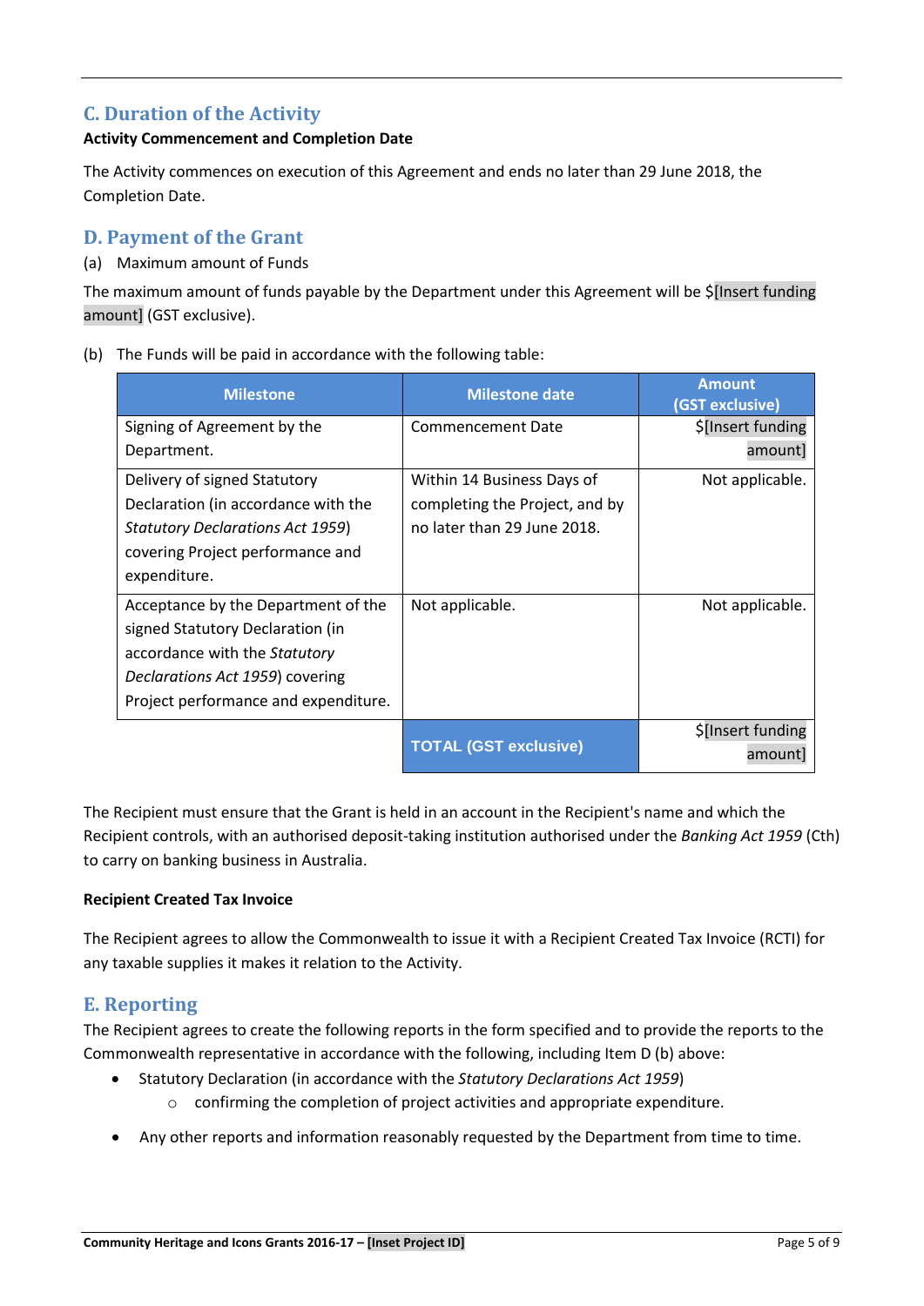## C. Duration of the Activity

**Activity Commencement and Completion Date**

The Activity commences on execution of this Agreement and ends no later than 29 June 2018, the Completion Date.

## D. Payment of the Grant

(a) Maximum amount of Funds

The maximum amount of funds payable by the Department under this Agreement will be $[Insert funding amount] (GST exclusive).

(b) The Funds will be paid in accordance with the following table:

| Milestone | Milestone date | Amount (GST exclusive) |
|---|---|---|
| Signing of Agreement by the Department. | Commencement Date | $[Insert funding amount] |
| Delivery of signed Statutory Declaration (in accordance with the *Statutory Declarations Act 1959*) covering Project performance and expenditure. | Within 14 Business Days of completing the Project, and by no later than 29 June 2018. | Not applicable. |
| Acceptance by the Department of the signed Statutory Declaration (in accordance with the *Statutory Declarations Act 1959*) covering Project performance and expenditure. | Not applicable. | Not applicable. |
| | **TOTAL (GST exclusive)** | $[Insert funding amount] |

The Recipient must ensure that the Grant is held in an account in the Recipient's name and which the Recipient controls, with an authorised deposit-taking institution authorised under the *Banking Act 1959* (Cth) to carry on banking business in Australia.

**Recipient Created Tax Invoice**

The Recipient agrees to allow the Commonwealth to issue it with a Recipient Created Tax Invoice (RCTI) for any taxable supplies it makes it relation to the Activity.

## E. Reporting

The Recipient agrees to create the following reports in the form specified and to provide the reports to the Commonwealth representative in accordance with the following, including Item D (b) above:

- Statutory Declaration (in accordance with the *Statutory Declarations Act 1959*)
  - confirming the completion of project activities and appropriate expenditure.
- Any other reports and information reasonably requested by the Department from time to time.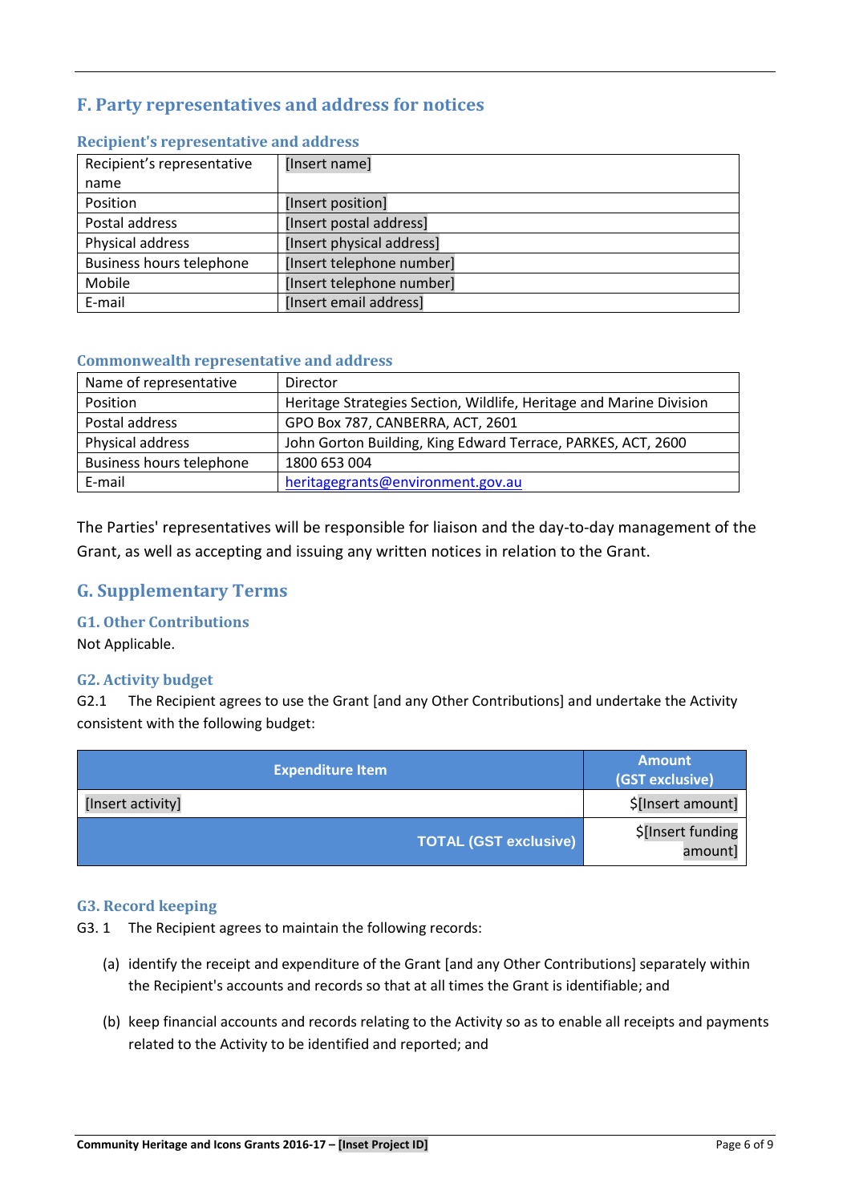## F. Party representatives and address for notices

### Recipient's representative and address

| Recipient's representative name | [Insert name] |
|---|---|
| Position | [Insert position] |
| Postal address | [Insert postal address] |
| Physical address | [Insert physical address] |
| Business hours telephone | [Insert telephone number] |
| Mobile | [Insert telephone number] |
| E-mail | [Insert email address] |

### Commonwealth representative and address

| Name of representative | Director |
|---|---|
| Position | Heritage Strategies Section, Wildlife, Heritage and Marine Division |
| Postal address | GPO Box 787, CANBERRA, ACT, 2601 |
| Physical address | John Gorton Building, King Edward Terrace, PARKES, ACT, 2600 |
| Business hours telephone | 1800 653 004 |
| E-mail | heritagegrants@environment.gov.au |

The Parties' representatives will be responsible for liaison and the day-to-day management of the Grant, as well as accepting and issuing any written notices in relation to the Grant.

## G. Supplementary Terms

### G1. Other Contributions

Not Applicable.

### G2. Activity budget

G2.1 The Recipient agrees to use the Grant [and any Other Contributions] and undertake the Activity consistent with the following budget:

| Expenditure Item | Amount (GST exclusive) |
|---|---|
| [Insert activity] | $[Insert amount] |
| TOTAL (GST exclusive) | $[Insert funding amount] |

### G3. Record keeping

G3. 1 The Recipient agrees to maintain the following records:

(a) identify the receipt and expenditure of the Grant [and any Other Contributions] separately within the Recipient's accounts and records so that at all times the Grant is identifiable; and

(b) keep financial accounts and records relating to the Activity so as to enable all receipts and payments related to the Activity to be identified and reported; and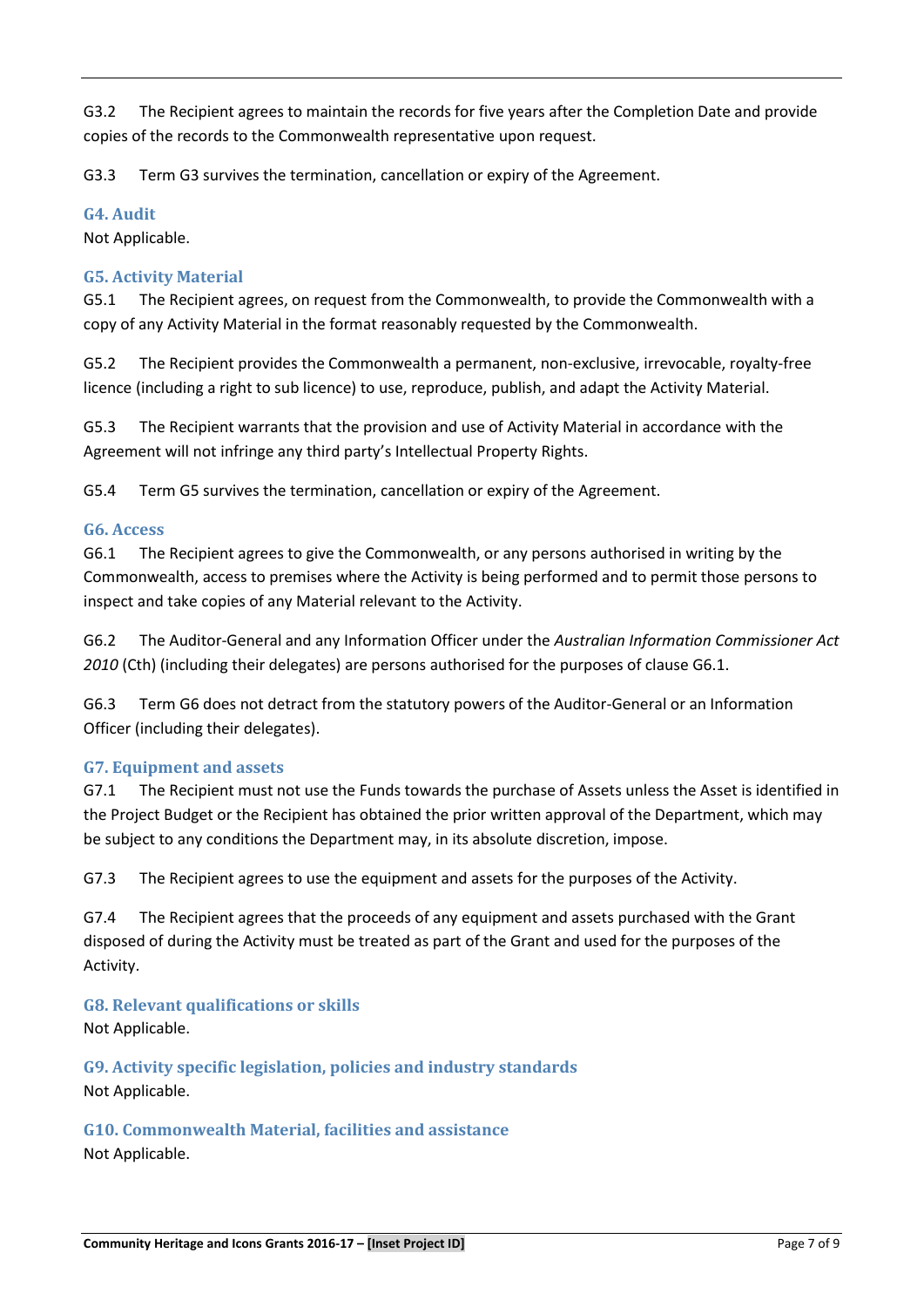G3.2 The Recipient agrees to maintain the records for five years after the Completion Date and provide copies of the records to the Commonwealth representative upon request.

G3.3 Term G3 survives the termination, cancellation or expiry of the Agreement.

### G4. Audit

Not Applicable.

### G5. Activity Material

G5.1 The Recipient agrees, on request from the Commonwealth, to provide the Commonwealth with a copy of any Activity Material in the format reasonably requested by the Commonwealth.

G5.2 The Recipient provides the Commonwealth a permanent, non-exclusive, irrevocable, royalty-free licence (including a right to sub licence) to use, reproduce, publish, and adapt the Activity Material.

G5.3 The Recipient warrants that the provision and use of Activity Material in accordance with the Agreement will not infringe any third party's Intellectual Property Rights.

G5.4 Term G5 survives the termination, cancellation or expiry of the Agreement.

### G6. Access

G6.1 The Recipient agrees to give the Commonwealth, or any persons authorised in writing by the Commonwealth, access to premises where the Activity is being performed and to permit those persons to inspect and take copies of any Material relevant to the Activity.

G6.2 The Auditor-General and any Information Officer under the *Australian Information Commissioner Act 2010* (Cth) (including their delegates) are persons authorised for the purposes of clause G6.1.

G6.3 Term G6 does not detract from the statutory powers of the Auditor-General or an Information Officer (including their delegates).

### G7. Equipment and assets

G7.1 The Recipient must not use the Funds towards the purchase of Assets unless the Asset is identified in the Project Budget or the Recipient has obtained the prior written approval of the Department, which may be subject to any conditions the Department may, in its absolute discretion, impose.

G7.3 The Recipient agrees to use the equipment and assets for the purposes of the Activity.

G7.4 The Recipient agrees that the proceeds of any equipment and assets purchased with the Grant disposed of during the Activity must be treated as part of the Grant and used for the purposes of the Activity.

### G8. Relevant qualifications or skills

Not Applicable.

### G9. Activity specific legislation, policies and industry standards

Not Applicable.

### G10. Commonwealth Material, facilities and assistance

Not Applicable.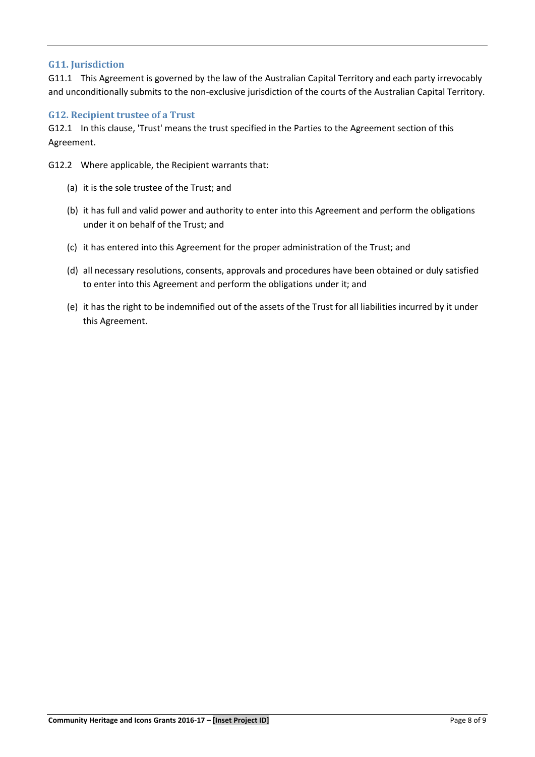### G11. Jurisdiction

G11.1 This Agreement is governed by the law of the Australian Capital Territory and each party irrevocably and unconditionally submits to the non-exclusive jurisdiction of the courts of the Australian Capital Territory.

### G12. Recipient trustee of a Trust

G12.1 In this clause, 'Trust' means the trust specified in the Parties to the Agreement section of this Agreement.

G12.2 Where applicable, the Recipient warrants that:

(a) it is the sole trustee of the Trust; and

(b) it has full and valid power and authority to enter into this Agreement and perform the obligations under it on behalf of the Trust; and

(c) it has entered into this Agreement for the proper administration of the Trust; and

(d) all necessary resolutions, consents, approvals and procedures have been obtained or duly satisfied to enter into this Agreement and perform the obligations under it; and

(e) it has the right to be indemnified out of the assets of the Trust for all liabilities incurred by it under this Agreement.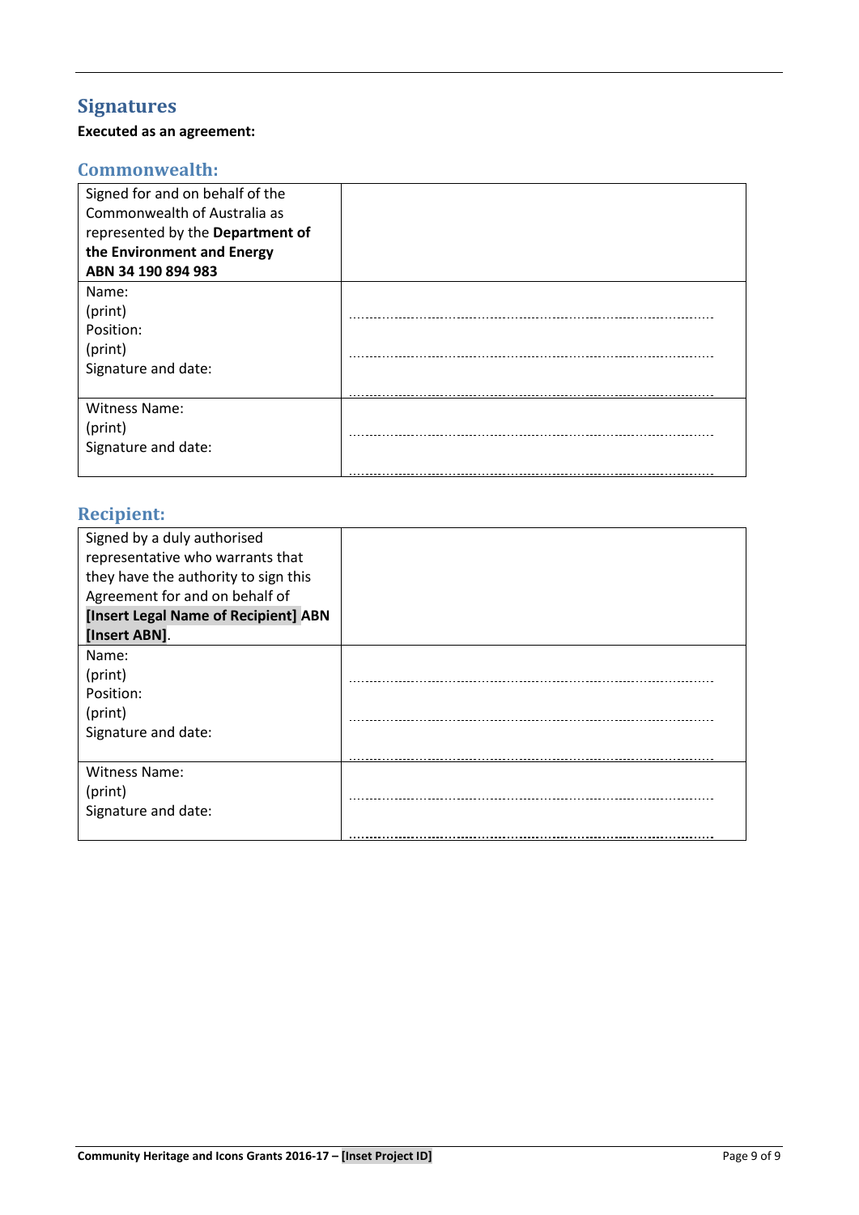## Signatures

**Executed as an agreement:**

### Commonwealth:

| | |
|---|---|
| Signed for and on behalf of the Commonwealth of Australia as represented by the **Department of the Environment and Energy ABN 34 190 894 983** | |
| Name:<br>(print)<br>Position:<br>(print)<br>Signature and date: | ................................................................<br>................................................................<br>................................................................ |
| Witness Name:<br>(print)<br>Signature and date: | ................................................................<br>................................................................ |

### Recipient:

| | |
|---|---|
| Signed by a duly authorised representative who warrants that they have the authority to sign this Agreement for and on behalf of **[Insert Legal Name of Recipient]** ABN **[Insert ABN]**. | |
| Name:<br>(print)<br>Position:<br>(print)<br>Signature and date: | ................................................................<br>................................................................<br>................................................................ |
| Witness Name:<br>(print)<br>Signature and date: | ................................................................<br>................................................................ |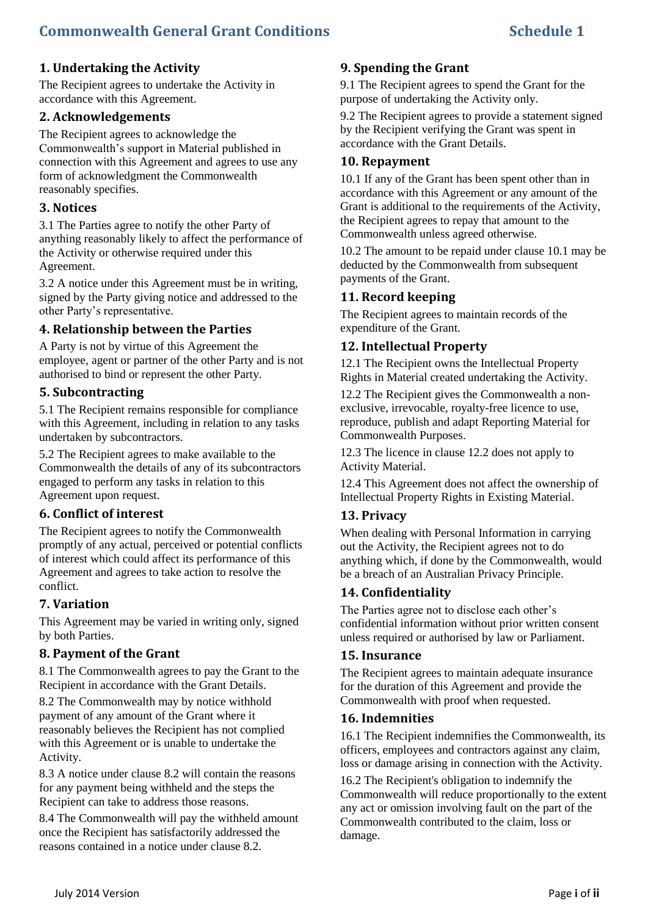# Commonwealth General Grant Conditions — Schedule 1

## 1. Undertaking the Activity

The Recipient agrees to undertake the Activity in accordance with this Agreement.

## 2. Acknowledgements

The Recipient agrees to acknowledge the Commonwealth's support in Material published in connection with this Agreement and agrees to use any form of acknowledgment the Commonwealth reasonably specifies.

## 3. Notices

3.1 The Parties agree to notify the other Party of anything reasonably likely to affect the performance of the Activity or otherwise required under this Agreement.

3.2 A notice under this Agreement must be in writing, signed by the Party giving notice and addressed to the other Party's representative.

## 4. Relationship between the Parties

A Party is not by virtue of this Agreement the employee, agent or partner of the other Party and is not authorised to bind or represent the other Party.

## 5. Subcontracting

5.1 The Recipient remains responsible for compliance with this Agreement, including in relation to any tasks undertaken by subcontractors.

5.2 The Recipient agrees to make available to the Commonwealth the details of any of its subcontractors engaged to perform any tasks in relation to this Agreement upon request.

## 6. Conflict of interest

The Recipient agrees to notify the Commonwealth promptly of any actual, perceived or potential conflicts of interest which could affect its performance of this Agreement and agrees to take action to resolve the conflict.

## 7. Variation

This Agreement may be varied in writing only, signed by both Parties.

## 8. Payment of the Grant

8.1 The Commonwealth agrees to pay the Grant to the Recipient in accordance with the Grant Details.

8.2 The Commonwealth may by notice withhold payment of any amount of the Grant where it reasonably believes the Recipient has not complied with this Agreement or is unable to undertake the Activity.

8.3 A notice under clause 8.2 will contain the reasons for any payment being withheld and the steps the Recipient can take to address those reasons.

8.4 The Commonwealth will pay the withheld amount once the Recipient has satisfactorily addressed the reasons contained in a notice under clause 8.2.

## 9. Spending the Grant

9.1 The Recipient agrees to spend the Grant for the purpose of undertaking the Activity only.

9.2 The Recipient agrees to provide a statement signed by the Recipient verifying the Grant was spent in accordance with the Grant Details.

## 10. Repayment

10.1 If any of the Grant has been spent other than in accordance with this Agreement or any amount of the Grant is additional to the requirements of the Activity, the Recipient agrees to repay that amount to the Commonwealth unless agreed otherwise.

10.2 The amount to be repaid under clause 10.1 may be deducted by the Commonwealth from subsequent payments of the Grant.

## 11. Record keeping

The Recipient agrees to maintain records of the expenditure of the Grant.

## 12. Intellectual Property

12.1 The Recipient owns the Intellectual Property Rights in Material created undertaking the Activity.

12.2 The Recipient gives the Commonwealth a non-exclusive, irrevocable, royalty-free licence to use, reproduce, publish and adapt Reporting Material for Commonwealth Purposes.

12.3 The licence in clause 12.2 does not apply to Activity Material.

12.4 This Agreement does not affect the ownership of Intellectual Property Rights in Existing Material.

## 13. Privacy

When dealing with Personal Information in carrying out the Activity, the Recipient agrees not to do anything which, if done by the Commonwealth, would be a breach of an Australian Privacy Principle.

## 14. Confidentiality

The Parties agree not to disclose each other's confidential information without prior written consent unless required or authorised by law or Parliament.

## 15. Insurance

The Recipient agrees to maintain adequate insurance for the duration of this Agreement and provide the Commonwealth with proof when requested.

## 16. Indemnities

16.1 The Recipient indemnifies the Commonwealth, its officers, employees and contractors against any claim, loss or damage arising in connection with the Activity.

16.2 The Recipient's obligation to indemnify the Commonwealth will reduce proportionally to the extent any act or omission involving fault on the part of the Commonwealth contributed to the claim, loss or damage.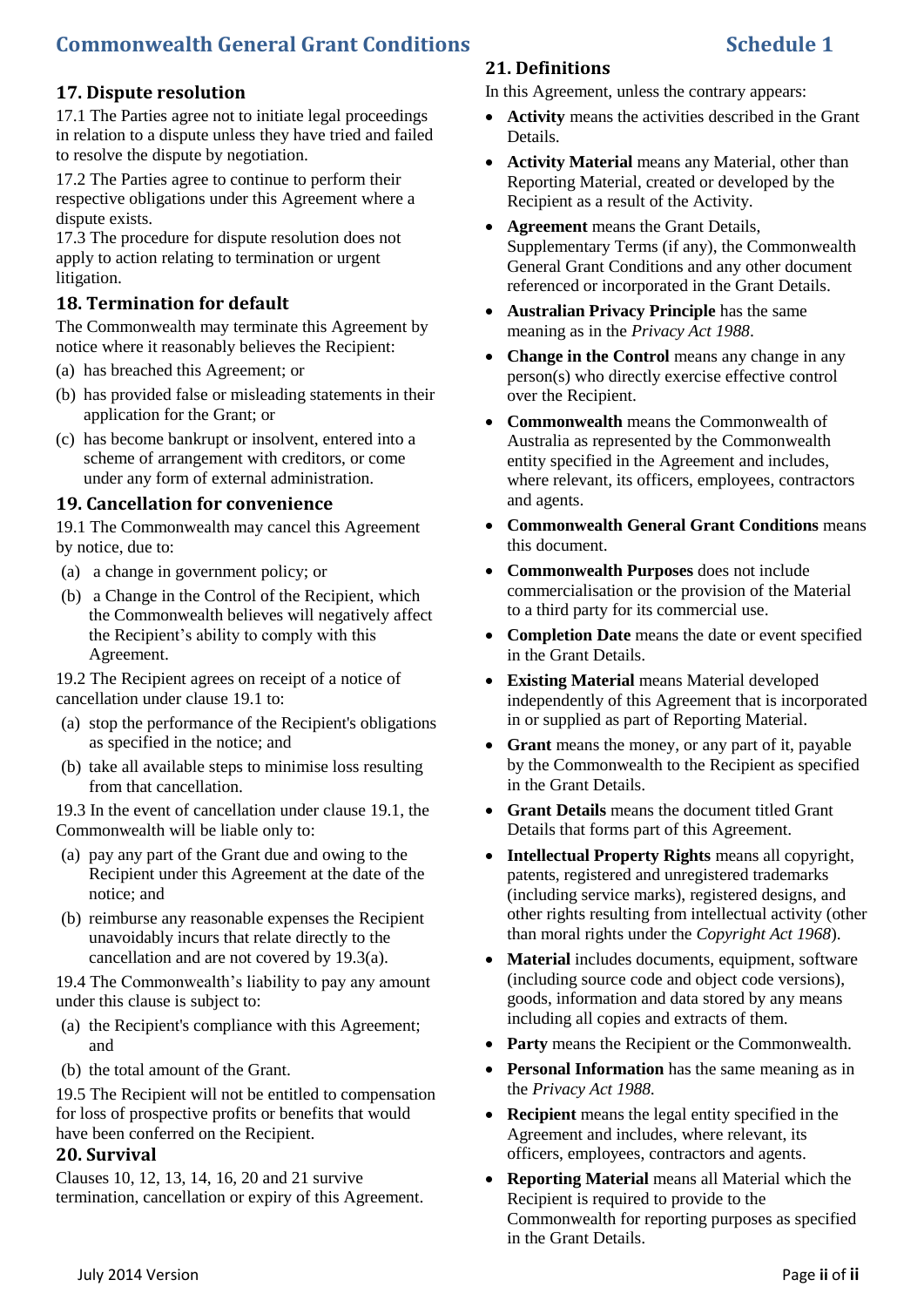## 17. Dispute resolution

17.1 The Parties agree not to initiate legal proceedings in relation to a dispute unless they have tried and failed to resolve the dispute by negotiation.

17.2 The Parties agree to continue to perform their respective obligations under this Agreement where a dispute exists.

17.3 The procedure for dispute resolution does not apply to action relating to termination or urgent litigation.

## 18. Termination for default

The Commonwealth may terminate this Agreement by notice where it reasonably believes the Recipient:

(a) has breached this Agreement; or

(b) has provided false or misleading statements in their application for the Grant; or

(c) has become bankrupt or insolvent, entered into a scheme of arrangement with creditors, or come under any form of external administration.

## 19. Cancellation for convenience

19.1 The Commonwealth may cancel this Agreement by notice, due to:

(a) a change in government policy; or

(b) a Change in the Control of the Recipient, which the Commonwealth believes will negatively affect the Recipient's ability to comply with this Agreement.

19.2 The Recipient agrees on receipt of a notice of cancellation under clause 19.1 to:

(a) stop the performance of the Recipient's obligations as specified in the notice; and

(b) take all available steps to minimise loss resulting from that cancellation.

19.3 In the event of cancellation under clause 19.1, the Commonwealth will be liable only to:

(a) pay any part of the Grant due and owing to the Recipient under this Agreement at the date of the notice; and

(b) reimburse any reasonable expenses the Recipient unavoidably incurs that relate directly to the cancellation and are not covered by 19.3(a).

19.4 The Commonwealth's liability to pay any amount under this clause is subject to:

(a) the Recipient's compliance with this Agreement; and

(b) the total amount of the Grant.

19.5 The Recipient will not be entitled to compensation for loss of prospective profits or benefits that would have been conferred on the Recipient.

## 20. Survival

Clauses 10, 12, 13, 14, 16, 20 and 21 survive termination, cancellation or expiry of this Agreement.

## 21. Definitions

In this Agreement, unless the contrary appears:

- **Activity** means the activities described in the Grant Details.
- **Activity Material** means any Material, other than Reporting Material, created or developed by the Recipient as a result of the Activity.
- **Agreement** means the Grant Details, Supplementary Terms (if any), the Commonwealth General Grant Conditions and any other document referenced or incorporated in the Grant Details.
- **Australian Privacy Principle** has the same meaning as in the *Privacy Act 1988*.
- **Change in the Control** means any change in any person(s) who directly exercise effective control over the Recipient.
- **Commonwealth** means the Commonwealth of Australia as represented by the Commonwealth entity specified in the Agreement and includes, where relevant, its officers, employees, contractors and agents.
- **Commonwealth General Grant Conditions** means this document.
- **Commonwealth Purposes** does not include commercialisation or the provision of the Material to a third party for its commercial use.
- **Completion Date** means the date or event specified in the Grant Details.
- **Existing Material** means Material developed independently of this Agreement that is incorporated in or supplied as part of Reporting Material.
- **Grant** means the money, or any part of it, payable by the Commonwealth to the Recipient as specified in the Grant Details.
- **Grant Details** means the document titled Grant Details that forms part of this Agreement.
- **Intellectual Property Rights** means all copyright, patents, registered and unregistered trademarks (including service marks), registered designs, and other rights resulting from intellectual activity (other than moral rights under the *Copyright Act 1968*).
- **Material** includes documents, equipment, software (including source code and object code versions), goods, information and data stored by any means including all copies and extracts of them.
- **Party** means the Recipient or the Commonwealth.
- **Personal Information** has the same meaning as in the *Privacy Act 1988.*
- **Recipient** means the legal entity specified in the Agreement and includes, where relevant, its officers, employees, contractors and agents.
- **Reporting Material** means all Material which the Recipient is required to provide to the Commonwealth for reporting purposes as specified in the Grant Details.